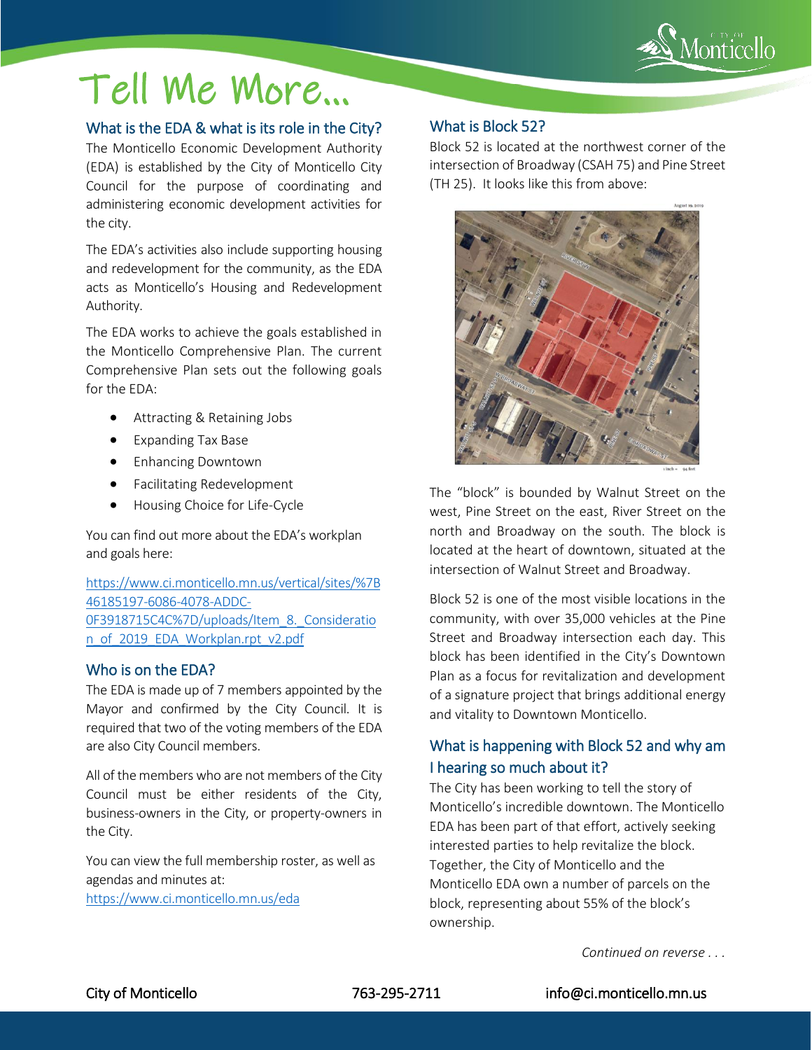# Tell Me More...

## What is the EDA & what is its role in the City?

The Monticello Economic Development Authority (EDA) is established by the City of Monticello City Council for the purpose of coordinating and administering economic development activities for the city.

The EDA's activities also include supporting housing and redevelopment for the community, as the EDA acts as Monticello's Housing and Redevelopment Authority.

The EDA works to achieve the goals established in the Monticello Comprehensive Plan. The current Comprehensive Plan sets out the following goals for the EDA:

- Attracting & Retaining Jobs
- Expanding Tax Base
- Enhancing Downtown
- Facilitating Redevelopment
- Housing Choice for Life-Cycle

You can find out more about the EDA's workplan and goals here:

https://www.ci.monticello.mn.us/vertical/sites/%7B46185197-6086-4078-ADDC-0F3918715C4C%7D/uploads/Item_8._Consideration_of_2019_EDA_Workplan.rpt_v2.pdf

## Who is on the EDA?

The EDA is made up of 7 members appointed by the Mayor and confirmed by the City Council. It is required that two of the voting members of the EDA are also City Council members.

All of the members who are not members of the City Council must be either residents of the City, business-owners in the City, or property-owners in the City.

You can view the full membership roster, as well as agendas and minutes at:
https://www.ci.monticello.mn.us/eda

## What is Block 52?

Block 52 is located at the northwest corner of the intersection of Broadway (CSAH 75) and Pine Street (TH 25). It looks like this from above:

The "block" is bounded by Walnut Street on the west, Pine Street on the east, River Street on the north and Broadway on the south. The block is located at the heart of downtown, situated at the intersection of Walnut Street and Broadway.

Block 52 is one of the most visible locations in the community, with over 35,000 vehicles at the Pine Street and Broadway intersection each day. This block has been identified in the City's Downtown Plan as a focus for revitalization and development of a signature project that brings additional energy and vitality to Downtown Monticello.

## What is happening with Block 52 and why am I hearing so much about it?

The City has been working to tell the story of Monticello's incredible downtown. The Monticello EDA has been part of that effort, actively seeking interested parties to help revitalize the block. Together, the City of Monticello and the Monticello EDA own a number of parcels on the block, representing about 55% of the block's ownership.

*Continued on reverse . . .*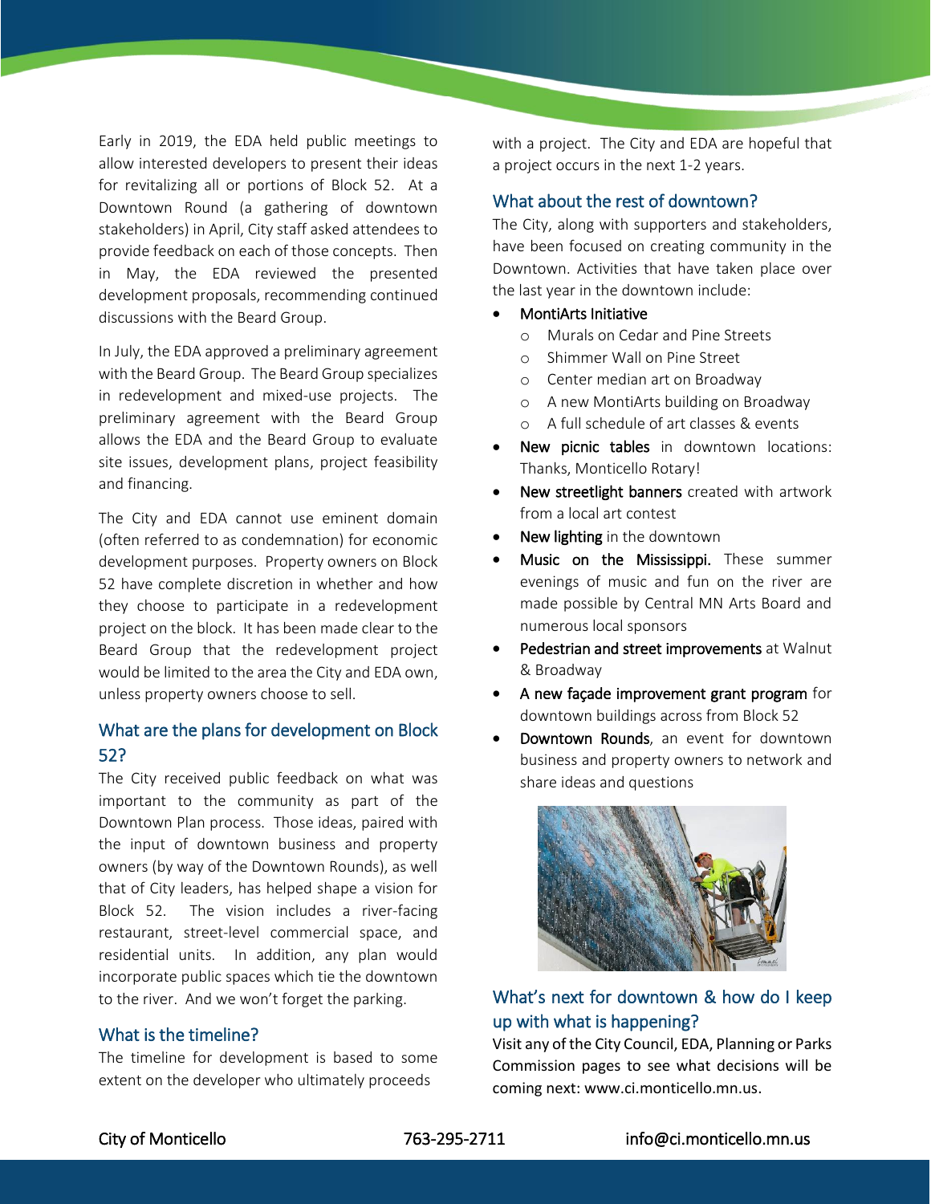Early in 2019, the EDA held public meetings to allow interested developers to present their ideas for revitalizing all or portions of Block 52. At a Downtown Round (a gathering of downtown stakeholders) in April, City staff asked attendees to provide feedback on each of those concepts. Then in May, the EDA reviewed the presented development proposals, recommending continued discussions with the Beard Group.

In July, the EDA approved a preliminary agreement with the Beard Group. The Beard Group specializes in redevelopment and mixed-use projects. The preliminary agreement with the Beard Group allows the EDA and the Beard Group to evaluate site issues, development plans, project feasibility and financing.

The City and EDA cannot use eminent domain (often referred to as condemnation) for economic development purposes. Property owners on Block 52 have complete discretion in whether and how they choose to participate in a redevelopment project on the block. It has been made clear to the Beard Group that the redevelopment project would be limited to the area the City and EDA own, unless property owners choose to sell.

## What are the plans for development on Block 52?

The City received public feedback on what was important to the community as part of the Downtown Plan process. Those ideas, paired with the input of downtown business and property owners (by way of the Downtown Rounds), as well that of City leaders, has helped shape a vision for Block 52. The vision includes a river-facing restaurant, street-level commercial space, and residential units. In addition, any plan would incorporate public spaces which tie the downtown to the river. And we won't forget the parking.

## What is the timeline?

The timeline for development is based to some extent on the developer who ultimately proceeds with a project. The City and EDA are hopeful that a project occurs in the next 1-2 years.

## What about the rest of downtown?

The City, along with supporters and stakeholders, have been focused on creating community in the Downtown. Activities that have taken place over the last year in the downtown include:

- MontiArts Initiative
  - Murals on Cedar and Pine Streets
  - Shimmer Wall on Pine Street
  - Center median art on Broadway
  - A new MontiArts building on Broadway
  - A full schedule of art classes & events
- New picnic tables in downtown locations: Thanks, Monticello Rotary!
- New streetlight banners created with artwork from a local art contest
- New lighting in the downtown
- Music on the Mississippi. These summer evenings of music and fun on the river are made possible by Central MN Arts Board and numerous local sponsors
- Pedestrian and street improvements at Walnut & Broadway
- A new façade improvement grant program for downtown buildings across from Block 52
- Downtown Rounds, an event for downtown business and property owners to network and share ideas and questions

## What's next for downtown & how do I keep up with what is happening?

Visit any of the City Council, EDA, Planning or Parks Commission pages to see what decisions will be coming next: www.ci.monticello.mn.us.

City of Monticello 763-295-2711 info@ci.monticello.mn.us